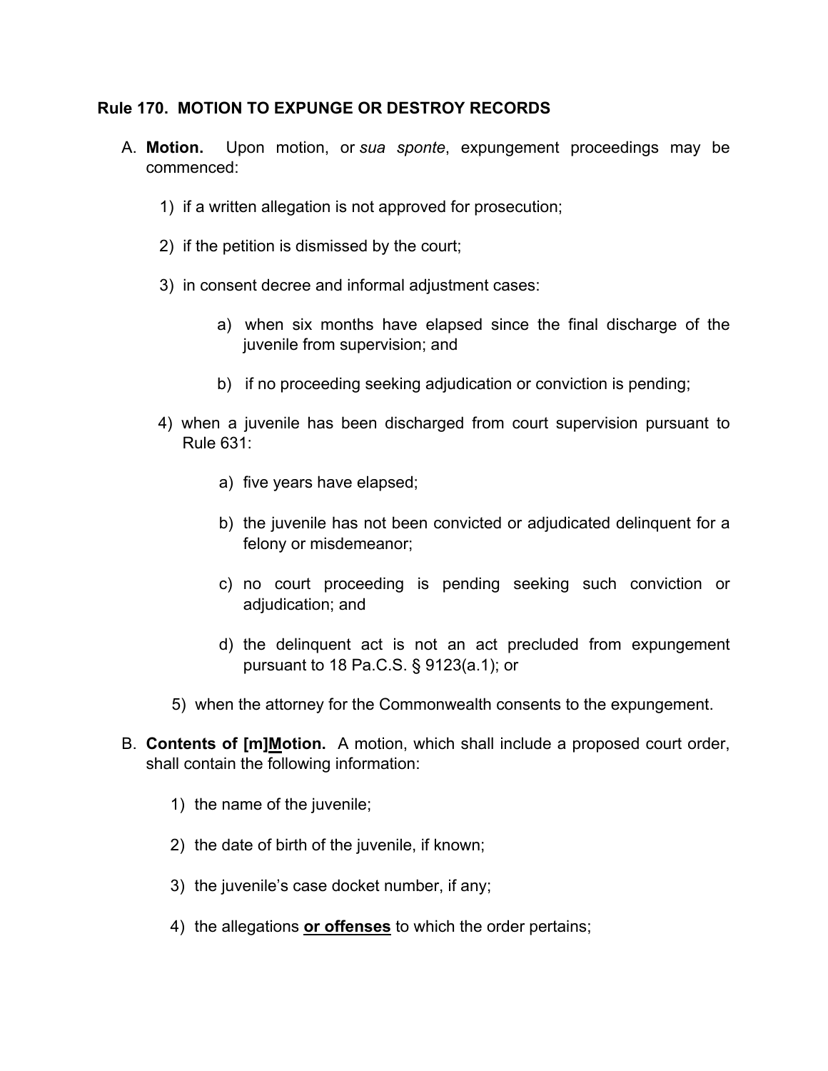### Rule 170. MOTION TO EXPUNGE OR DESTROY RECORDS

A. **Motion.** Upon motion, or *sua sponte*, expungement proceedings may be commenced:

1) if a written allegation is not approved for prosecution;

2) if the petition is dismissed by the court;

3) in consent decree and informal adjustment cases:

   a) when six months have elapsed since the final discharge of the juvenile from supervision; and

   b) if no proceeding seeking adjudication or conviction is pending;

4) when a juvenile has been discharged from court supervision pursuant to Rule 631:

   a) five years have elapsed;

   b) the juvenile has not been convicted or adjudicated delinquent for a felony or misdemeanor;

   c) no court proceeding is pending seeking such conviction or adjudication; and

   d) the delinquent act is not an act precluded from expungement pursuant to 18 Pa.C.S. § 9123(a.1); or

5) when the attorney for the Commonwealth consents to the expungement.

B. **Contents of [m]<u>M</u>otion.** A motion, which shall include a proposed court order, shall contain the following information:

1) the name of the juvenile;

2) the date of birth of the juvenile, if known;

3) the juvenile's case docket number, if any;

4) the allegations **<u>or offenses</u>** to which the order pertains;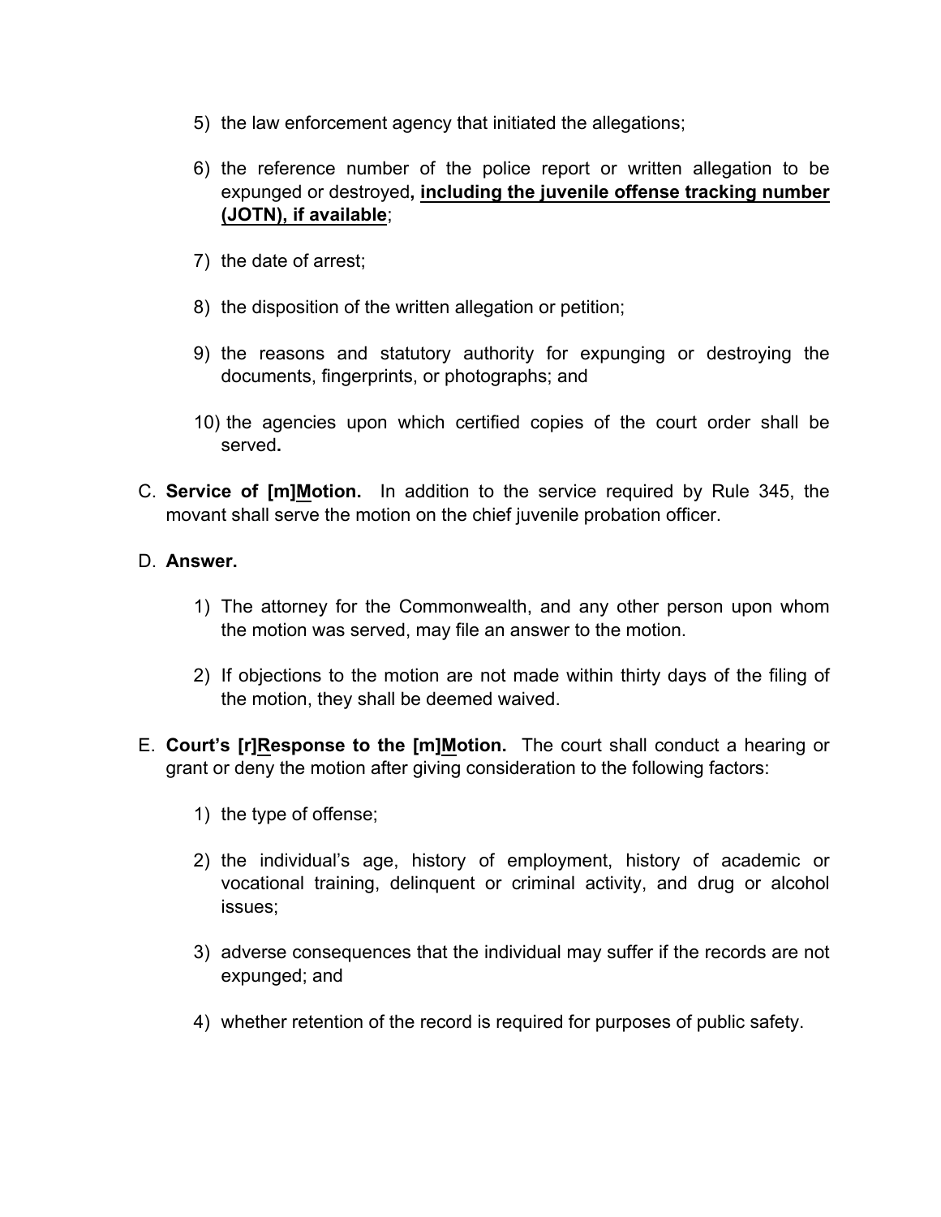5) the law enforcement agency that initiated the allegations;

6) the reference number of the police report or written allegation to be expunged or destroyed**, <u>including the juvenile offense tracking number (JOTN), if available</u>**;

7) the date of arrest;

8) the disposition of the written allegation or petition;

9) the reasons and statutory authority for expunging or destroying the documents, fingerprints, or photographs; and

10) the agencies upon which certified copies of the court order shall be served**.**

C. **Service of [m]<u>M</u>otion.** In addition to the service required by Rule 345, the movant shall serve the motion on the chief juvenile probation officer.

D. **Answer.**

1) The attorney for the Commonwealth, and any other person upon whom the motion was served, may file an answer to the motion.

2) If objections to the motion are not made within thirty days of the filing of the motion, they shall be deemed waived.

E. **Court's [r]<u>R</u>esponse to the [m]<u>M</u>otion.** The court shall conduct a hearing or grant or deny the motion after giving consideration to the following factors:

1) the type of offense;

2) the individual's age, history of employment, history of academic or vocational training, delinquent or criminal activity, and drug or alcohol issues;

3) adverse consequences that the individual may suffer if the records are not expunged; and

4) whether retention of the record is required for purposes of public safety.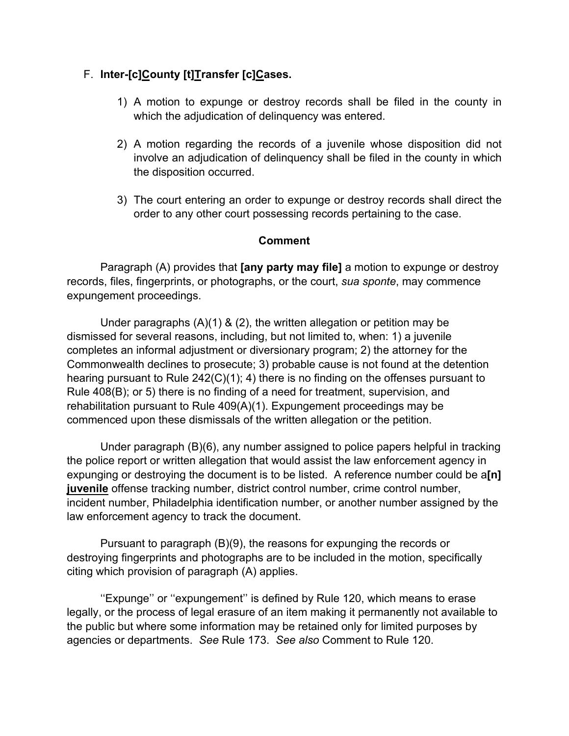F. **Inter-[c]<u>C</u>ounty [t]<u>T</u>ransfer [c]<u>C</u>ases.**

1) A motion to expunge or destroy records shall be filed in the county in which the adjudication of delinquency was entered.

2) A motion regarding the records of a juvenile whose disposition did not involve an adjudication of delinquency shall be filed in the county in which the disposition occurred.

3) The court entering an order to expunge or destroy records shall direct the order to any other court possessing records pertaining to the case.

**Comment**

Paragraph (A) provides that **[any party may file]** a motion to expunge or destroy records, files, fingerprints, or photographs, or the court, *sua sponte*, may commence expungement proceedings.

Under paragraphs (A)(1) & (2), the written allegation or petition may be dismissed for several reasons, including, but not limited to, when: 1) a juvenile completes an informal adjustment or diversionary program; 2) the attorney for the Commonwealth declines to prosecute; 3) probable cause is not found at the detention hearing pursuant to Rule 242(C)(1); 4) there is no finding on the offenses pursuant to Rule 408(B); or 5) there is no finding of a need for treatment, supervision, and rehabilitation pursuant to Rule 409(A)(1). Expungement proceedings may be commenced upon these dismissals of the written allegation or the petition.

Under paragraph (B)(6), any number assigned to police papers helpful in tracking the police report or written allegation that would assist the law enforcement agency in expunging or destroying the document is to be listed. A reference number could be a**[n]** <u>**juvenile**</u> offense tracking number, district control number, crime control number, incident number, Philadelphia identification number, or another number assigned by the law enforcement agency to track the document.

Pursuant to paragraph (B)(9), the reasons for expunging the records or destroying fingerprints and photographs are to be included in the motion, specifically citing which provision of paragraph (A) applies.

''Expunge'' or ''expungement'' is defined by Rule 120, which means to erase legally, or the process of legal erasure of an item making it permanently not available to the public but where some information may be retained only for limited purposes by agencies or departments. *See* Rule 173. *See also* Comment to Rule 120.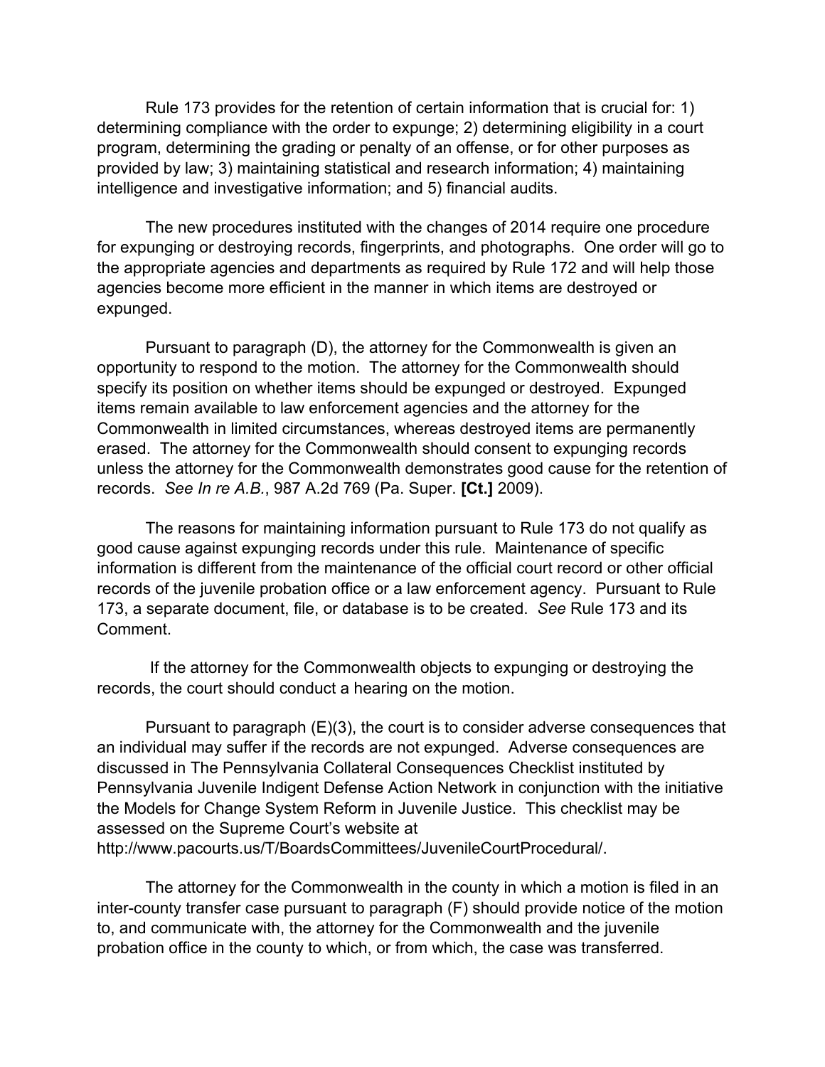Rule 173 provides for the retention of certain information that is crucial for: 1) determining compliance with the order to expunge; 2) determining eligibility in a court program, determining the grading or penalty of an offense, or for other purposes as provided by law; 3) maintaining statistical and research information; 4) maintaining intelligence and investigative information; and 5) financial audits.

The new procedures instituted with the changes of 2014 require one procedure for expunging or destroying records, fingerprints, and photographs. One order will go to the appropriate agencies and departments as required by Rule 172 and will help those agencies become more efficient in the manner in which items are destroyed or expunged.

Pursuant to paragraph (D), the attorney for the Commonwealth is given an opportunity to respond to the motion. The attorney for the Commonwealth should specify its position on whether items should be expunged or destroyed. Expunged items remain available to law enforcement agencies and the attorney for the Commonwealth in limited circumstances, whereas destroyed items are permanently erased. The attorney for the Commonwealth should consent to expunging records unless the attorney for the Commonwealth demonstrates good cause for the retention of records. *See In re A.B.*, 987 A.2d 769 (Pa. Super. **[Ct.]** 2009).

The reasons for maintaining information pursuant to Rule 173 do not qualify as good cause against expunging records under this rule. Maintenance of specific information is different from the maintenance of the official court record or other official records of the juvenile probation office or a law enforcement agency. Pursuant to Rule 173, a separate document, file, or database is to be created. *See* Rule 173 and its Comment.

If the attorney for the Commonwealth objects to expunging or destroying the records, the court should conduct a hearing on the motion.

Pursuant to paragraph (E)(3), the court is to consider adverse consequences that an individual may suffer if the records are not expunged. Adverse consequences are discussed in The Pennsylvania Collateral Consequences Checklist instituted by Pennsylvania Juvenile Indigent Defense Action Network in conjunction with the initiative the Models for Change System Reform in Juvenile Justice. This checklist may be assessed on the Supreme Court's website at http://www.pacourts.us/T/BoardsCommittees/JuvenileCourtProcedural/.

The attorney for the Commonwealth in the county in which a motion is filed in an inter-county transfer case pursuant to paragraph (F) should provide notice of the motion to, and communicate with, the attorney for the Commonwealth and the juvenile probation office in the county to which, or from which, the case was transferred.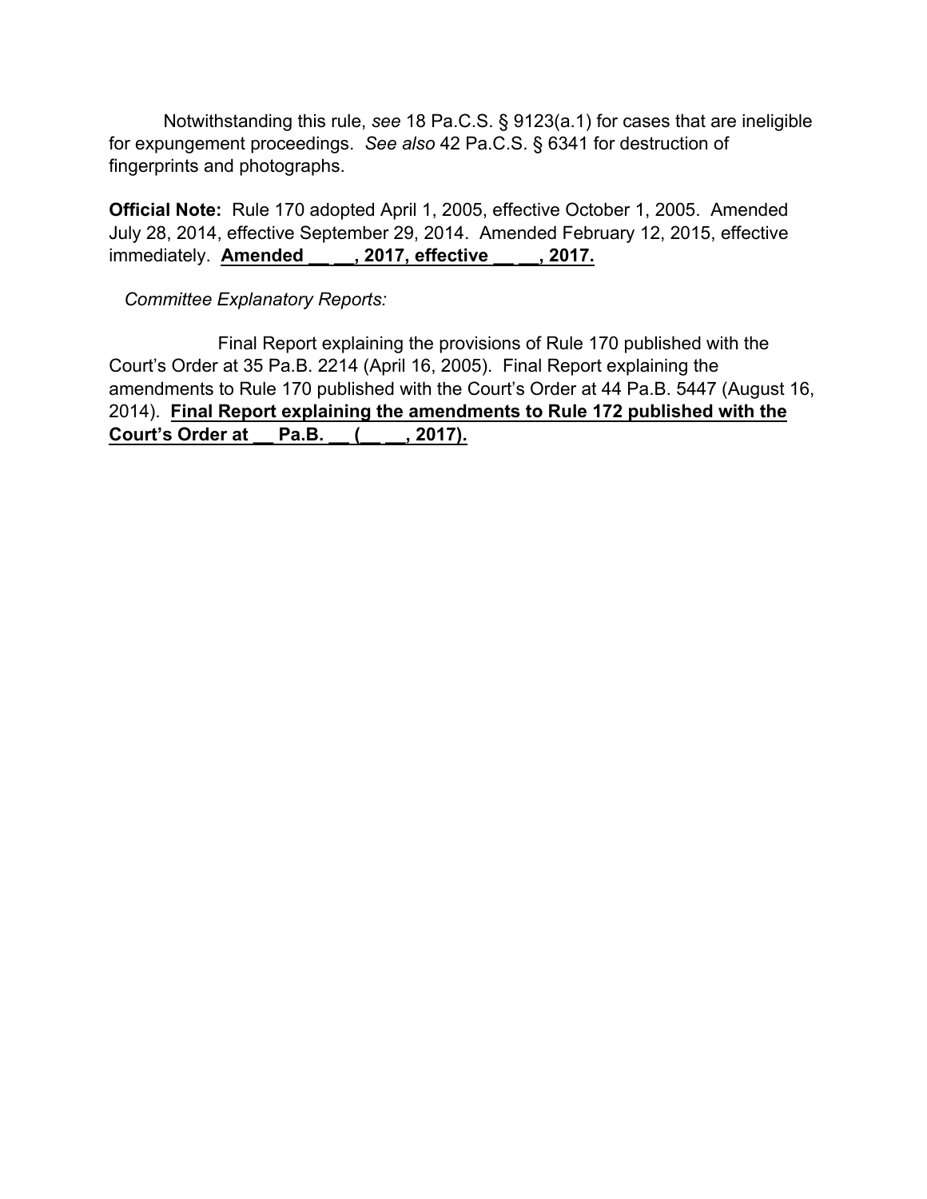Notwithstanding this rule, *see* 18 Pa.C.S. § 9123(a.1) for cases that are ineligible for expungement proceedings. *See also* 42 Pa.C.S. § 6341 for destruction of fingerprints and photographs.

**Official Note:** Rule 170 adopted April 1, 2005, effective October 1, 2005. Amended July 28, 2014, effective September 29, 2014. Amended February 12, 2015, effective immediately. **<u>Amended __ __, 2017, effective __ __, 2017.</u>**

*Committee Explanatory Reports:*

Final Report explaining the provisions of Rule 170 published with the Court's Order at 35 Pa.B. 2214 (April 16, 2005). Final Report explaining the amendments to Rule 170 published with the Court's Order at 44 Pa.B. 5447 (August 16, 2014). **<u>Final Report explaining the amendments to Rule 172 published with the Court's Order at __ Pa.B. __ (__ __, 2017).</u>**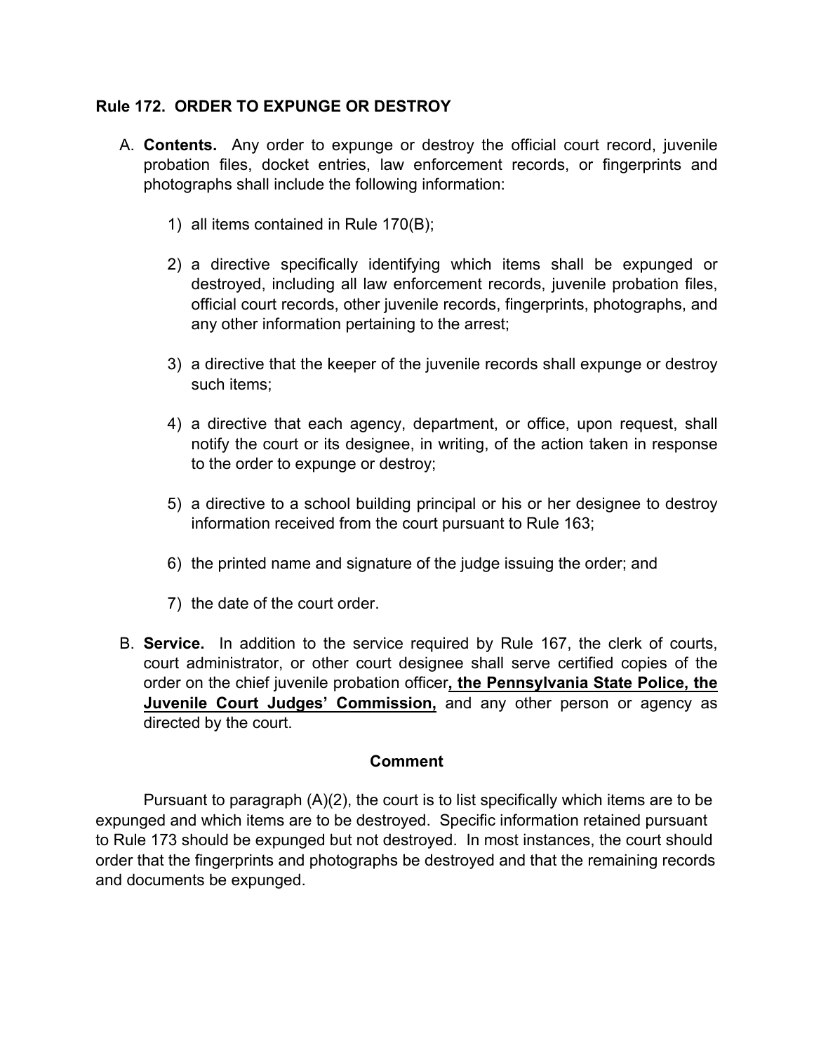## Rule 172. ORDER TO EXPUNGE OR DESTROY

A. **Contents.** Any order to expunge or destroy the official court record, juvenile probation files, docket entries, law enforcement records, or fingerprints and photographs shall include the following information:

   1) all items contained in Rule 170(B);

   2) a directive specifically identifying which items shall be expunged or destroyed, including all law enforcement records, juvenile probation files, official court records, other juvenile records, fingerprints, photographs, and any other information pertaining to the arrest;

   3) a directive that the keeper of the juvenile records shall expunge or destroy such items;

   4) a directive that each agency, department, or office, upon request, shall notify the court or its designee, in writing, of the action taken in response to the order to expunge or destroy;

   5) a directive to a school building principal or his or her designee to destroy information received from the court pursuant to Rule 163;

   6) the printed name and signature of the judge issuing the order; and

   7) the date of the court order.

B. **Service.** In addition to the service required by Rule 167, the clerk of courts, court administrator, or other court designee shall serve certified copies of the order on the chief juvenile probation officer**<u>, the Pennsylvania State Police, the Juvenile Court Judges' Commission,</u>** and any other person or agency as directed by the court.

**Comment**

Pursuant to paragraph (A)(2), the court is to list specifically which items are to be expunged and which items are to be destroyed. Specific information retained pursuant to Rule 173 should be expunged but not destroyed. In most instances, the court should order that the fingerprints and photographs be destroyed and that the remaining records and documents be expunged.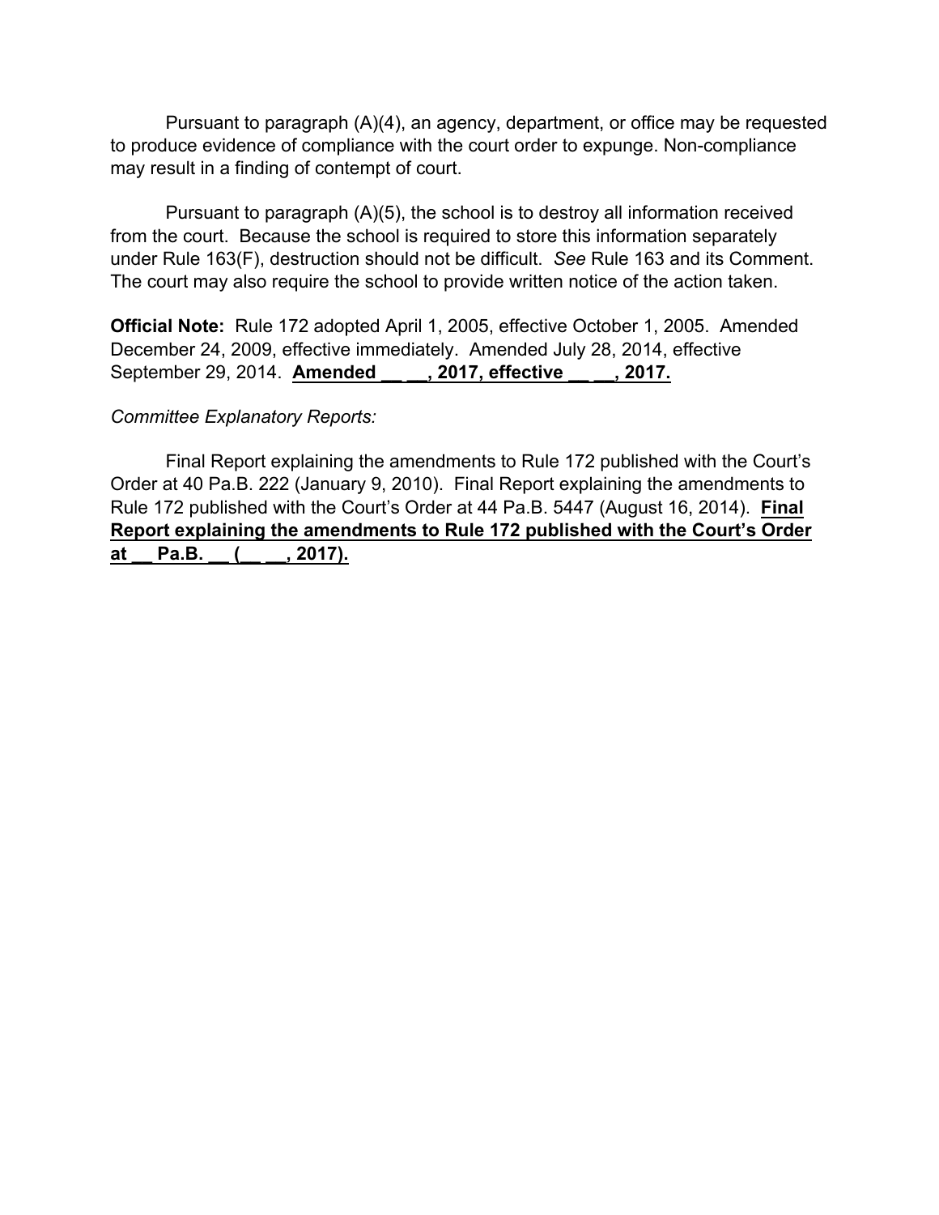Pursuant to paragraph (A)(4), an agency, department, or office may be requested to produce evidence of compliance with the court order to expunge. Non-compliance may result in a finding of contempt of court.

Pursuant to paragraph (A)(5), the school is to destroy all information received from the court. Because the school is required to store this information separately under Rule 163(F), destruction should not be difficult. *See* Rule 163 and its Comment. The court may also require the school to provide written notice of the action taken.

**Official Note:** Rule 172 adopted April 1, 2005, effective October 1, 2005. Amended December 24, 2009, effective immediately. Amended July 28, 2014, effective September 29, 2014. **Amended __ __, 2017, effective __ __, 2017.**

*Committee Explanatory Reports:*

Final Report explaining the amendments to Rule 172 published with the Court's Order at 40 Pa.B. 222 (January 9, 2010). Final Report explaining the amendments to Rule 172 published with the Court's Order at 44 Pa.B. 5447 (August 16, 2014). **Final Report explaining the amendments to Rule 172 published with the Court's Order at __ Pa.B. __ (__ __, 2017).**